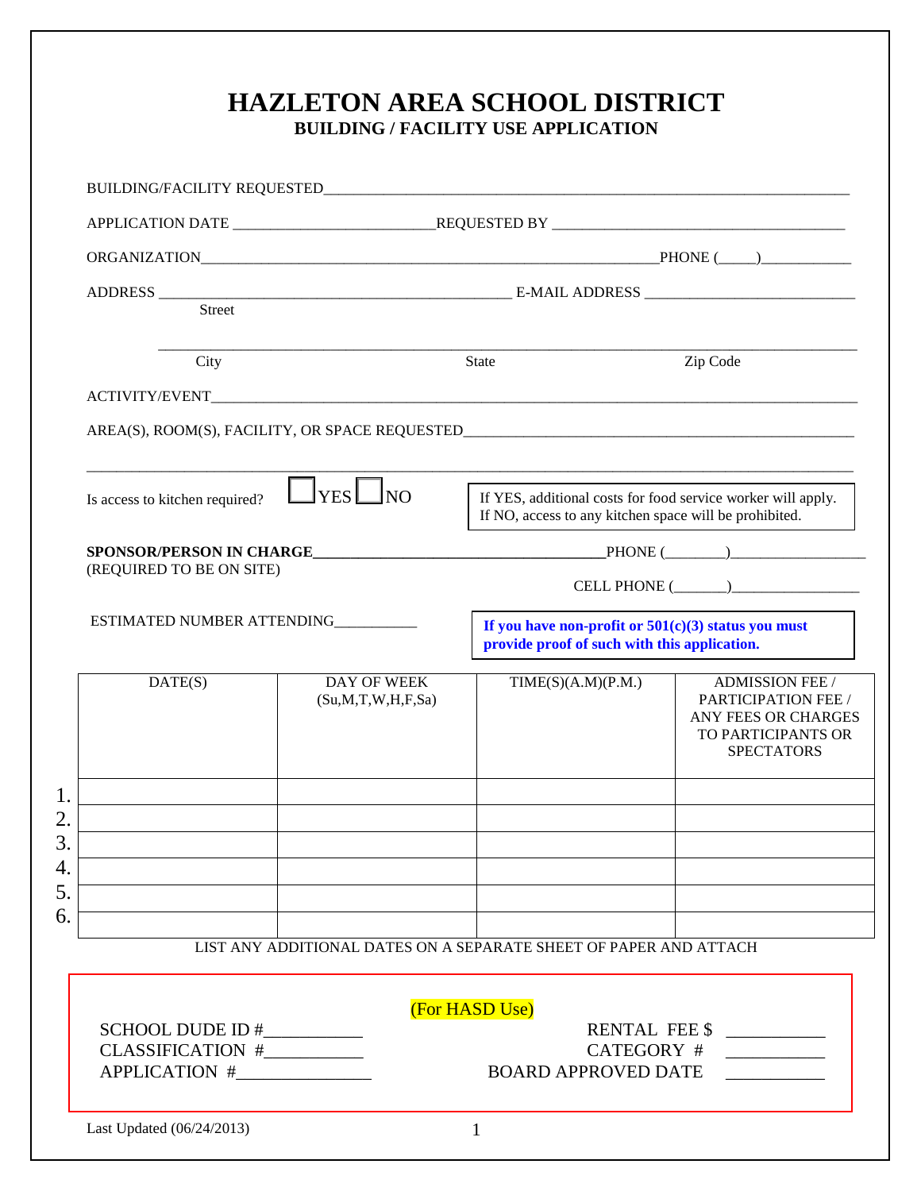# HAZLETON AREA SCHOOL DISTRICT

## BUILDING / FACILITY USE APPLICATION

BUILDING/FACILITY REQUESTED_______________________________________________________________

APPLICATION DATE _________________________ REQUESTED BY _____________________________________

ORGANIZATION_____________________________________________________________PHONE (_____)____________

ADDRESS _____________________________________________ E-MAIL ADDRESS ___________________________
Street

_____________________________________________________________________________________
City State Zip Code

ACTIVITY/EVENT_____________________________________________________________________________

AREA(S), ROOM(S), FACILITY, OR SPACE REQUESTED__________________________________________________

_____________________________________________________________________________________

Is access to kitchen required? ☐ YES ☐ NO

> If YES, additional costs for food service worker will apply.
> If NO, access to any kitchen space will be prohibited.

**SPONSOR/PERSON IN CHARGE**_______________________________________PHONE (________)__________________
(REQUIRED TO BE ON SITE)

CELL PHONE (_______)_________________

ESTIMATED NUMBER ATTENDING___________

> **If you have non-profit or 501(c)(3) status you must provide proof of such with this application.**

| | DATE(S) | DAY OF WEEK (Su,M,T,W,H,F,Sa) | TIME(S)(A.M)(P.M.) | ADMISSION FEE / PARTICIPATION FEE / ANY FEES OR CHARGES TO PARTICIPANTS OR SPECTATORS |
|---|---|---|---|---|
| 1. | | | | |
| 2. | | | | |
| 3. | | | | |
| 4. | | | | |
| 5. | | | | |
| 6. | | | | |

LIST ANY ADDITIONAL DATES ON A SEPARATE SHEET OF PAPER AND ATTACH

(For HASD Use)

SCHOOL DUDE ID #___________
CLASSIFICATION #___________
APPLICATION #_______________

RENTAL FEE $ ___________
CATEGORY # ___________
BOARD APPROVED DATE ___________

Last Updated (06/24/2013)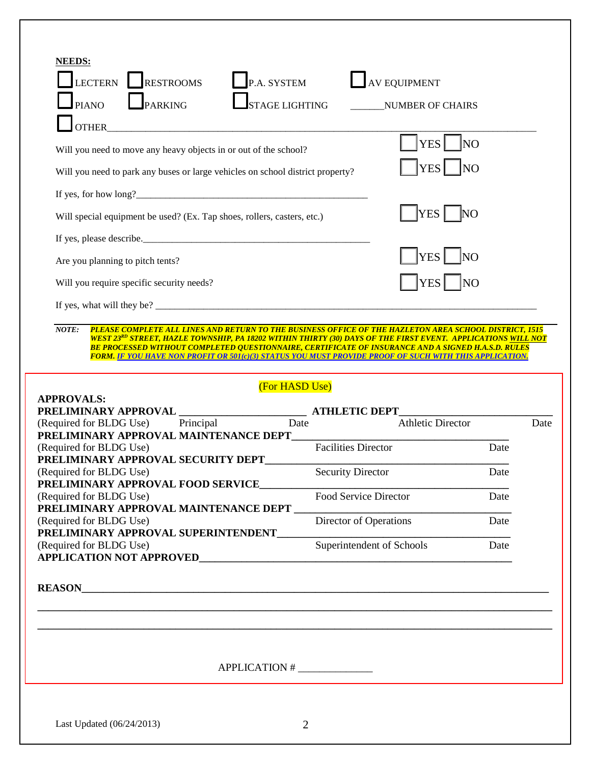**NEEDS:**

☐ LECTERN ☐ RESTROOMS ☐ P.A. SYSTEM ☐ AV EQUIPMENT

☐ PIANO ☐ PARKING ☐ STAGE LIGHTING _______NUMBER OF CHAIRS

☐ OTHER_______________________________________________________________________________

Will you need to move any heavy objects in or out of the school? ☐ YES ☐ NO

Will you need to park any buses or large vehicles on school district property? ☐ YES ☐ NO

If yes, for how long?_______________________________________________

Will special equipment be used? (Ex. Tap shoes, rollers, casters, etc.) ☐ YES ☐ NO

If yes, please describe._____________________________________________

Are you planning to pitch tents? ☐ YES ☐ NO

Will you require specific security needs? ☐ YES ☐ NO

If yes, what will they be? ___________________________________________________________________

***NOTE:*** ***PLEASE COMPLETE ALL LINES AND RETURN TO THE BUSINESS OFFICE OF THE HAZLETON AREA SCHOOL DISTRICT, 1515 WEST 23RD STREET, HAZLE TOWNSHIP, PA 18202 WITHIN THIRTY (30) DAYS OF THE FIRST EVENT. APPLICATIONS WILL NOT BE PROCESSED WITHOUT COMPLETED QUESTIONNAIRE, CERTIFICATE OF INSURANCE AND A SIGNED H.A.S.D. RULES FORM. IF YOU HAVE NON PROFIT OR 501(c)(3) STATUS YOU MUST PROVIDE PROOF OF SUCH WITH THIS APPLICATION.***

(For HASD Use)

**APPROVALS:**

**PRELIMINARY APPROVAL** _______________________ **ATHLETIC DEPT**___________________________
(Required for BLDG Use) Principal Date Athletic Director Date

**PRELIMINARY APPROVAL MAINTENANCE DEPT**______________________________________
(Required for BLDG Use) Facilities Director Date

**PRELIMINARY APPROVAL SECURITY DEPT**__________________________________________
(Required for BLDG Use) Security Director Date

**PRELIMINARY APPROVAL FOOD SERVICE**___________________________________________
(Required for BLDG Use) Food Service Director Date

**PRELIMINARY APPROVAL MAINTENANCE DEPT** ______________________________________
(Required for BLDG Use) Director of Operations Date

**PRELIMINARY APPROVAL SUPERINTENDENT**_________________________________________
(Required for BLDG Use) Superintendent of Schools Date

**APPLICATION NOT APPROVED**________________________________________________________

**REASON**__________________________________________________________________________

____________________________________________________________________________________

____________________________________________________________________________________

APPLICATION # ______________

Last Updated (06/24/2013)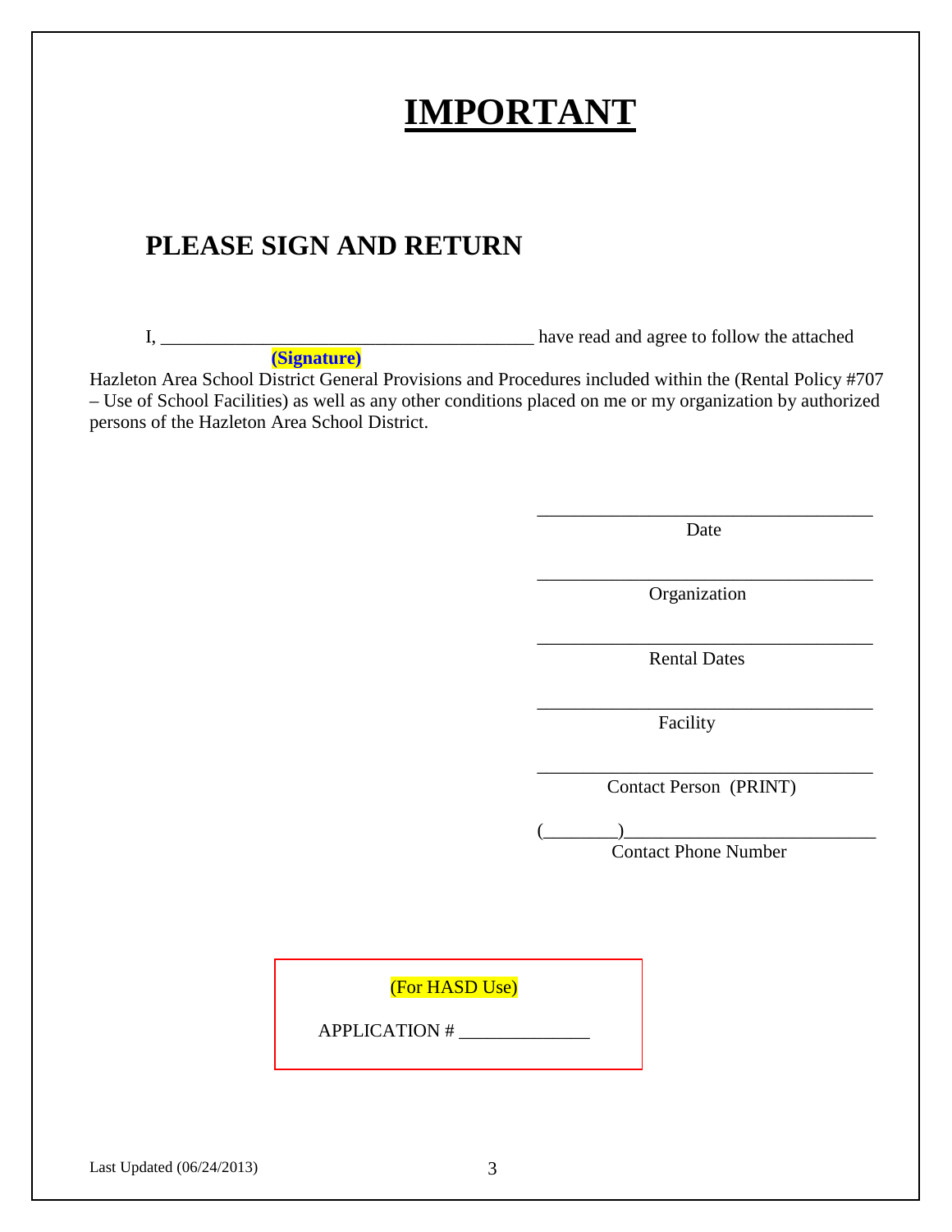# IMPORTANT

## PLEASE SIGN AND RETURN

I, ________________________________________ have read and agree to follow the attached
**(Signature)**

Hazleton Area School District General Provisions and Procedures included within the (Rental Policy #707 – Use of School Facilities) as well as any other conditions placed on me or my organization by authorized persons of the Hazleton Area School District.

____________________________________
Date

____________________________________
Organization

____________________________________
Rental Dates

____________________________________
Facility

____________________________________
Contact Person (PRINT)

(________)__________________________
Contact Phone Number

(For HASD Use)

APPLICATION # ______________

Last Updated (06/24/2013)